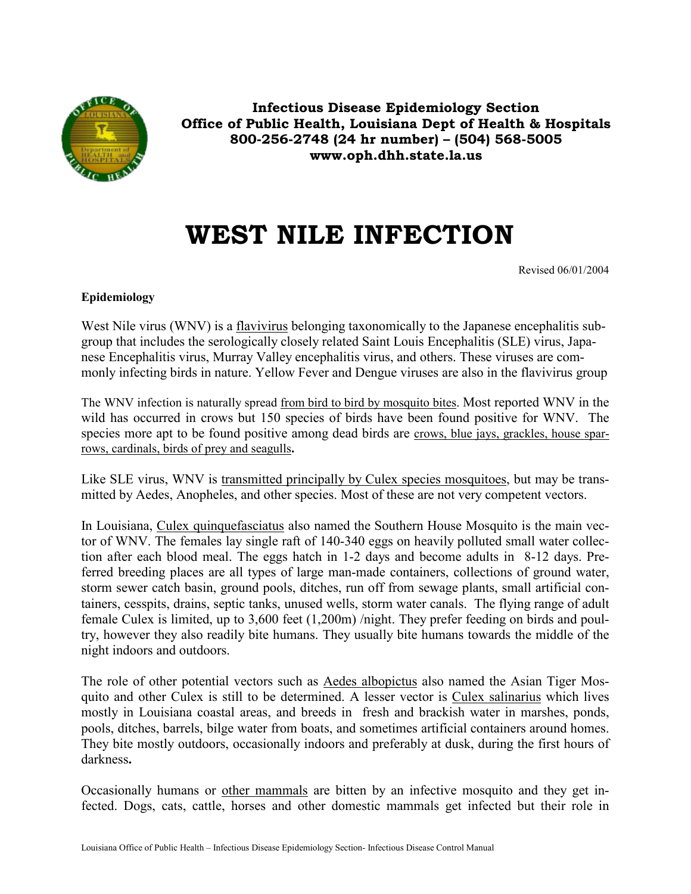**Infectious Disease Epidemiology Section**
**Office of Public Health, Louisiana Dept of Health & Hospitals**
**800-256-2748 (24 hr number) – (504) 568-5005**
**www.oph.dhh.state.la.us**

# WEST NILE INFECTION

Revised 06/01/2004

**Epidemiology**

West Nile virus (WNV) is a flavivirus belonging taxonomically to the Japanese encephalitis subgroup that includes the serologically closely related Saint Louis Encephalitis (SLE) virus, Japanese Encephalitis virus, Murray Valley encephalitis virus, and others. These viruses are commonly infecting birds in nature. Yellow Fever and Dengue viruses are also in the flavivirus group

The WNV infection is naturally spread from bird to bird by mosquito bites. Most reported WNV in the wild has occurred in crows but 150 species of birds have been found positive for WNV. The species more apt to be found positive among dead birds are crows, blue jays, grackles, house sparrows, cardinals, birds of prey and seagulls**.**

Like SLE virus, WNV is transmitted principally by Culex species mosquitoes, but may be transmitted by Aedes, Anopheles, and other species. Most of these are not very competent vectors.

In Louisiana, Culex quinquefasciatus also named the Southern House Mosquito is the main vector of WNV. The females lay single raft of 140-340 eggs on heavily polluted small water collection after each blood meal. The eggs hatch in 1-2 days and become adults in 8-12 days. Preferred breeding places are all types of large man-made containers, collections of ground water, storm sewer catch basin, ground pools, ditches, run off from sewage plants, small artificial containers, cesspits, drains, septic tanks, unused wells, storm water canals. The flying range of adult female Culex is limited, up to 3,600 feet (1,200m) /night. They prefer feeding on birds and poultry, however they also readily bite humans. They usually bite humans towards the middle of the night indoors and outdoors.

The role of other potential vectors such as Aedes albopictus also named the Asian Tiger Mosquito and other Culex is still to be determined. A lesser vector is Culex salinarius which lives mostly in Louisiana coastal areas, and breeds in fresh and brackish water in marshes, ponds, pools, ditches, barrels, bilge water from boats, and sometimes artificial containers around homes. They bite mostly outdoors, occasionally indoors and preferably at dusk, during the first hours of darkness**.**

Occasionally humans or other mammals are bitten by an infective mosquito and they get infected. Dogs, cats, cattle, horses and other domestic mammals get infected but their role in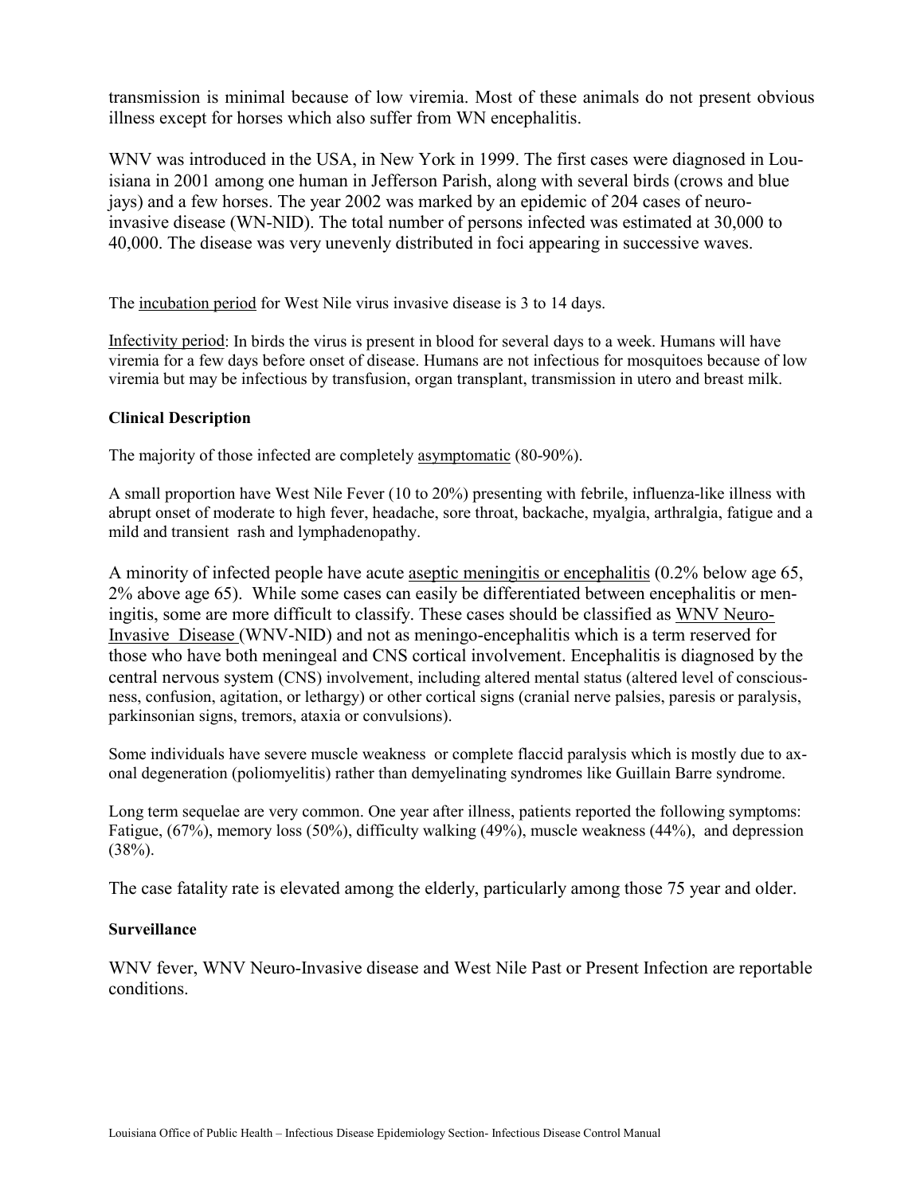transmission is minimal because of low viremia. Most of these animals do not present obvious illness except for horses which also suffer from WN encephalitis.

WNV was introduced in the USA, in New York in 1999. The first cases were diagnosed in Louisiana in 2001 among one human in Jefferson Parish, along with several birds (crows and blue jays) and a few horses. The year 2002 was marked by an epidemic of 204 cases of neuro-invasive disease (WN-NID). The total number of persons infected was estimated at 30,000 to 40,000. The disease was very unevenly distributed in foci appearing in successive waves.

The incubation period for West Nile virus invasive disease is 3 to 14 days.

Infectivity period: In birds the virus is present in blood for several days to a week. Humans will have viremia for a few days before onset of disease. Humans are not infectious for mosquitoes because of low viremia but may be infectious by transfusion, organ transplant, transmission in utero and breast milk.

**Clinical Description**

The majority of those infected are completely asymptomatic (80-90%).

A small proportion have West Nile Fever (10 to 20%) presenting with febrile, influenza-like illness with abrupt onset of moderate to high fever, headache, sore throat, backache, myalgia, arthralgia, fatigue and a mild and transient rash and lymphadenopathy.

A minority of infected people have acute aseptic meningitis or encephalitis (0.2% below age 65, 2% above age 65). While some cases can easily be differentiated between encephalitis or meningitis, some are more difficult to classify. These cases should be classified as WNV Neuro-Invasive Disease (WNV-NID) and not as meningo-encephalitis which is a term reserved for those who have both meningeal and CNS cortical involvement. Encephalitis is diagnosed by the central nervous system (CNS) involvement, including altered mental status (altered level of consciousness, confusion, agitation, or lethargy) or other cortical signs (cranial nerve palsies, paresis or paralysis, parkinsonian signs, tremors, ataxia or convulsions).

Some individuals have severe muscle weakness or complete flaccid paralysis which is mostly due to axonal degeneration (poliomyelitis) rather than demyelinating syndromes like Guillain Barre syndrome.

Long term sequelae are very common. One year after illness, patients reported the following symptoms: Fatigue, (67%), memory loss (50%), difficulty walking (49%), muscle weakness (44%), and depression (38%).

The case fatality rate is elevated among the elderly, particularly among those 75 year and older.

**Surveillance**

WNV fever, WNV Neuro-Invasive disease and West Nile Past or Present Infection are reportable conditions.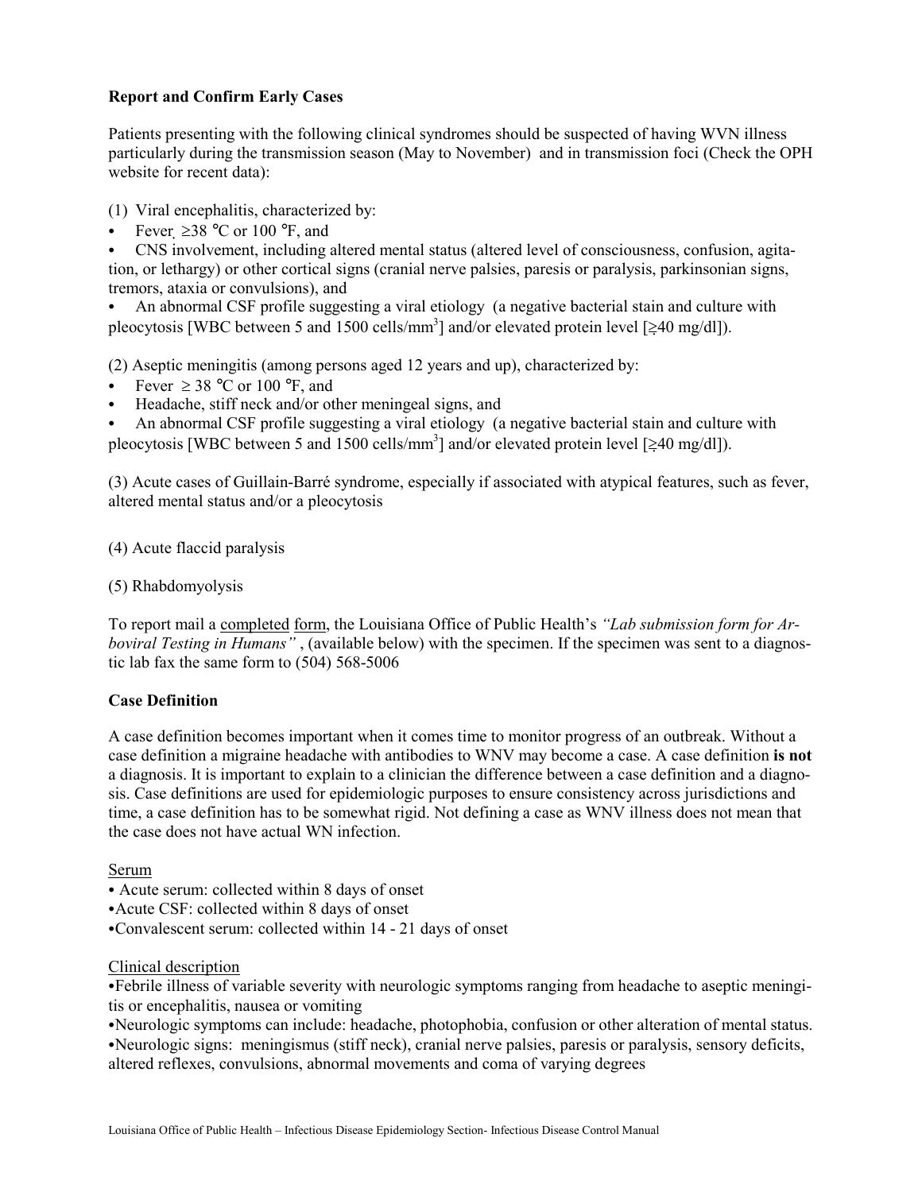**Report and Confirm Early Cases**

Patients presenting with the following clinical syndromes should be suspected of having WVN illness particularly during the transmission season (May to November) and in transmission foci (Check the OPH website for recent data):

(1) Viral encephalitis, characterized by:

- Fever ≥38 °C or 100 °F, and
- CNS involvement, including altered mental status (altered level of consciousness, confusion, agitation, or lethargy) or other cortical signs (cranial nerve palsies, paresis or paralysis, parkinsonian signs, tremors, ataxia or convulsions), and
- An abnormal CSF profile suggesting a viral etiology (a negative bacterial stain and culture with pleocytosis [WBC between 5 and 1500 cells/$mm^3$] and/or elevated protein level [≥40 mg/dl]).

(2) Aseptic meningitis (among persons aged 12 years and up), characterized by:

- Fever ≥ 38 °C or 100 °F, and
- Headache, stiff neck and/or other meningeal signs, and
- An abnormal CSF profile suggesting a viral etiology (a negative bacterial stain and culture with pleocytosis [WBC between 5 and 1500 cells/$mm^3$] and/or elevated protein level [≥40 mg/dl]).

(3) Acute cases of Guillain-Barré syndrome, especially if associated with atypical features, such as fever, altered mental status and/or a pleocytosis

(4) Acute flaccid paralysis

(5) Rhabdomyolysis

To report mail a completed form, the Louisiana Office of Public Health's *"Lab submission form for Arboviral Testing in Humans"* , (available below) with the specimen. If the specimen was sent to a diagnostic lab fax the same form to (504) 568-5006

**Case Definition**

A case definition becomes important when it comes time to monitor progress of an outbreak. Without a case definition a migraine headache with antibodies to WNV may become a case. A case definition **is not** a diagnosis. It is important to explain to a clinician the difference between a case definition and a diagnosis. Case definitions are used for epidemiologic purposes to ensure consistency across jurisdictions and time, a case definition has to be somewhat rigid. Not defining a case as WNV illness does not mean that the case does not have actual WN infection.

Serum

- Acute serum: collected within 8 days of onset
- Acute CSF: collected within 8 days of onset
- Convalescent serum: collected within 14 - 21 days of onset

Clinical description

- Febrile illness of variable severity with neurologic symptoms ranging from headache to aseptic meningitis or encephalitis, nausea or vomiting
- Neurologic symptoms can include: headache, photophobia, confusion or other alteration of mental status.
- Neurologic signs: meningismus (stiff neck), cranial nerve palsies, paresis or paralysis, sensory deficits, altered reflexes, convulsions, abnormal movements and coma of varying degrees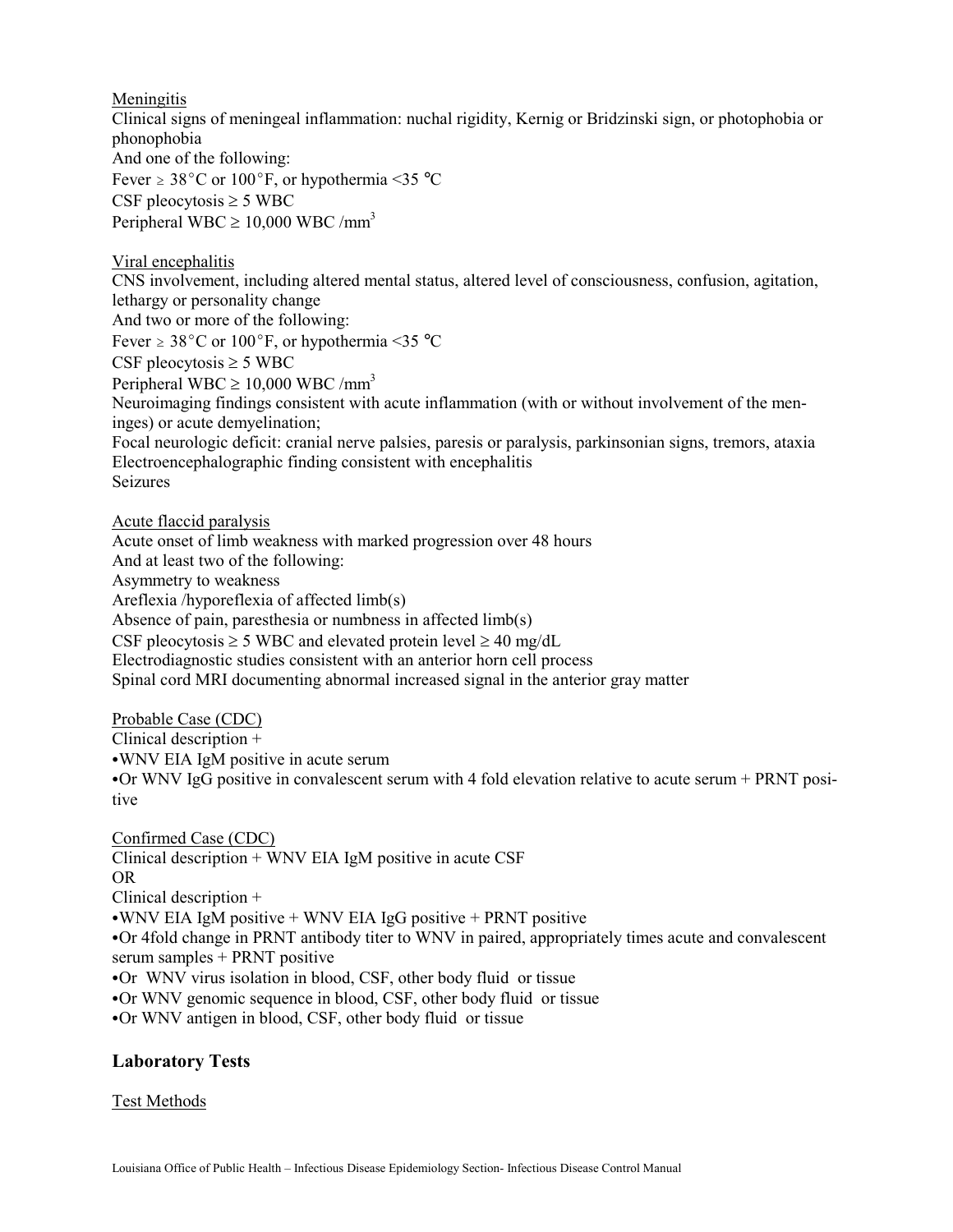Meningitis

Clinical signs of meningeal inflammation: nuchal rigidity, Kernig or Bridzinski sign, or photophobia or phonophobia

And one of the following:

Fever $\geq$ 38°C or 100°F, or hypothermia <35 °C

CSF pleocytosis $\geq$ 5 WBC

Peripheral WBC $\geq$ 10,000 WBC /$mm^3$

Viral encephalitis

CNS involvement, including altered mental status, altered level of consciousness, confusion, agitation, lethargy or personality change

And two or more of the following:

Fever $\geq$ 38°C or 100°F, or hypothermia <35 °C

CSF pleocytosis $\geq$ 5 WBC

Peripheral WBC $\geq$ 10,000 WBC /$mm^3$

Neuroimaging findings consistent with acute inflammation (with or without involvement of the meninges) or acute demyelination;

Focal neurologic deficit: cranial nerve palsies, paresis or paralysis, parkinsonian signs, tremors, ataxia

Electroencephalographic finding consistent with encephalitis

Seizures

Acute flaccid paralysis

Acute onset of limb weakness with marked progression over 48 hours

And at least two of the following:

Asymmetry to weakness

Areflexia /hyporeflexia of affected limb(s)

Absence of pain, paresthesia or numbness in affected limb(s)

CSF pleocytosis $\geq$ 5 WBC and elevated protein level $\geq$ 40 mg/dL

Electrodiagnostic studies consistent with an anterior horn cell process

Spinal cord MRI documenting abnormal increased signal in the anterior gray matter

Probable Case (CDC)

Clinical description +

- WNV EIA IgM positive in acute serum
- Or WNV IgG positive in convalescent serum with 4 fold elevation relative to acute serum + PRNT positive

Confirmed Case (CDC)

Clinical description + WNV EIA IgM positive in acute CSF

OR

Clinical description +

- WNV EIA IgM positive + WNV EIA IgG positive + PRNT positive
- Or 4fold change in PRNT antibody titer to WNV in paired, appropriately times acute and convalescent serum samples + PRNT positive
- Or WNV virus isolation in blood, CSF, other body fluid or tissue
- Or WNV genomic sequence in blood, CSF, other body fluid or tissue
- Or WNV antigen in blood, CSF, other body fluid or tissue

## Laboratory Tests

Test Methods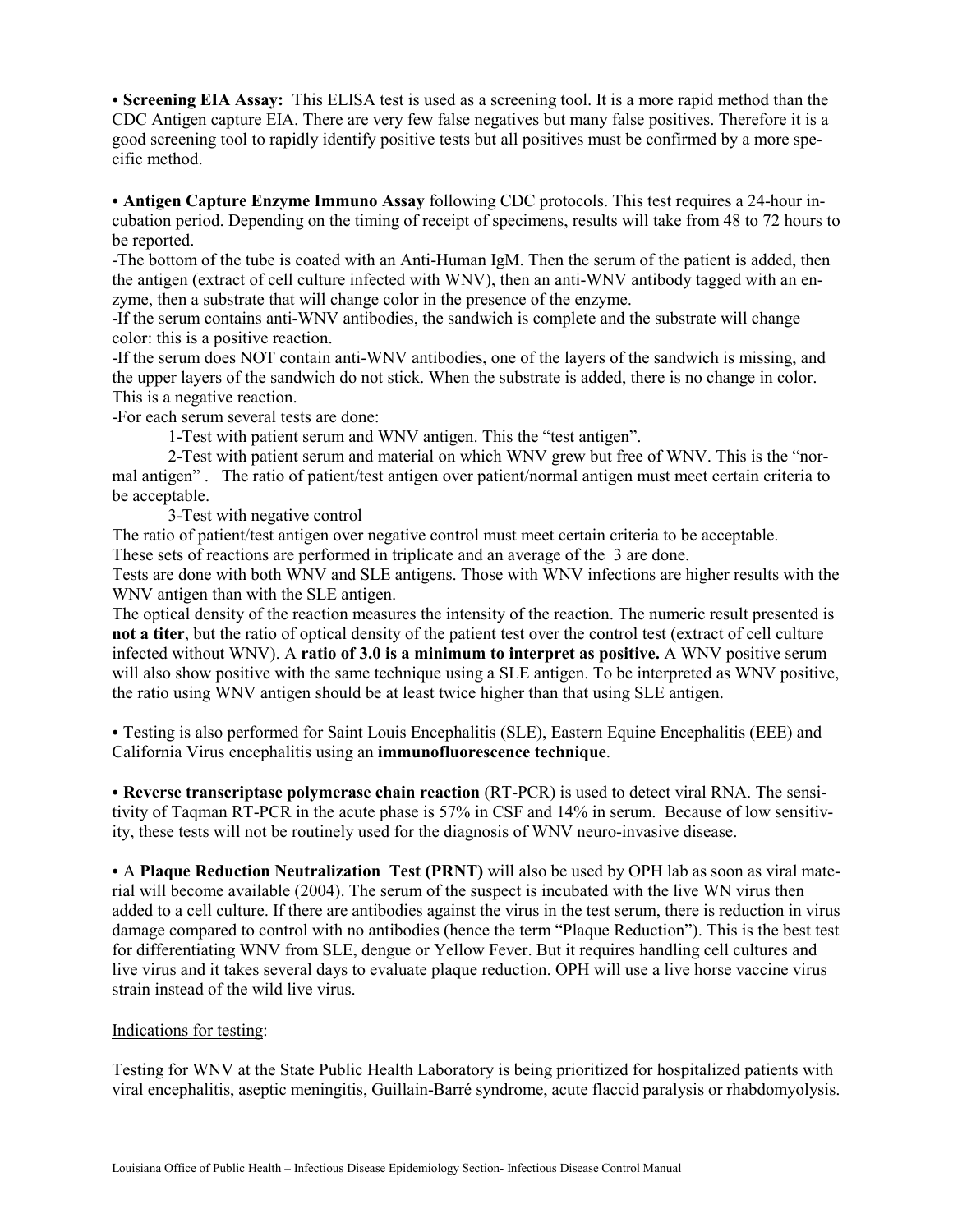**• Screening EIA Assay:** This ELISA test is used as a screening tool. It is a more rapid method than the CDC Antigen capture EIA. There are very few false negatives but many false positives. Therefore it is a good screening tool to rapidly identify positive tests but all positives must be confirmed by a more specific method.

**• Antigen Capture Enzyme Immuno Assay** following CDC protocols. This test requires a 24-hour incubation period. Depending on the timing of receipt of specimens, results will take from 48 to 72 hours to be reported.

-The bottom of the tube is coated with an Anti-Human IgM. Then the serum of the patient is added, then the antigen (extract of cell culture infected with WNV), then an anti-WNV antibody tagged with an enzyme, then a substrate that will change color in the presence of the enzyme.

-If the serum contains anti-WNV antibodies, the sandwich is complete and the substrate will change color: this is a positive reaction.

-If the serum does NOT contain anti-WNV antibodies, one of the layers of the sandwich is missing, and the upper layers of the sandwich do not stick. When the substrate is added, there is no change in color. This is a negative reaction.

-For each serum several tests are done:

1-Test with patient serum and WNV antigen. This the "test antigen".

2-Test with patient serum and material on which WNV grew but free of WNV. This is the "normal antigen" . The ratio of patient/test antigen over patient/normal antigen must meet certain criteria to be acceptable.

3-Test with negative control

The ratio of patient/test antigen over negative control must meet certain criteria to be acceptable.
These sets of reactions are performed in triplicate and an average of the 3 are done.
Tests are done with both WNV and SLE antigens. Those with WNV infections are higher results with the WNV antigen than with the SLE antigen.

The optical density of the reaction measures the intensity of the reaction. The numeric result presented is **not a titer**, but the ratio of optical density of the patient test over the control test (extract of cell culture infected without WNV). A **ratio of 3.0 is a minimum to interpret as positive.** A WNV positive serum will also show positive with the same technique using a SLE antigen. To be interpreted as WNV positive, the ratio using WNV antigen should be at least twice higher than that using SLE antigen.

• Testing is also performed for Saint Louis Encephalitis (SLE), Eastern Equine Encephalitis (EEE) and California Virus encephalitis using an **immunofluorescence technique**.

**• Reverse transcriptase polymerase chain reaction** (RT-PCR) is used to detect viral RNA. The sensitivity of Taqman RT-PCR in the acute phase is 57% in CSF and 14% in serum. Because of low sensitivity, these tests will not be routinely used for the diagnosis of WNV neuro-invasive disease.

• A **Plaque Reduction Neutralization Test (PRNT)** will also be used by OPH lab as soon as viral material will become available (2004). The serum of the suspect is incubated with the live WN virus then added to a cell culture. If there are antibodies against the virus in the test serum, there is reduction in virus damage compared to control with no antibodies (hence the term "Plaque Reduction"). This is the best test for differentiating WNV from SLE, dengue or Yellow Fever. But it requires handling cell cultures and live virus and it takes several days to evaluate plaque reduction. OPH will use a live horse vaccine virus strain instead of the wild live virus.

<u>Indications for testing</u>:

Testing for WNV at the State Public Health Laboratory is being prioritized for <u>hospitalized</u> patients with viral encephalitis, aseptic meningitis, Guillain-Barré syndrome, acute flaccid paralysis or rhabdomyolysis.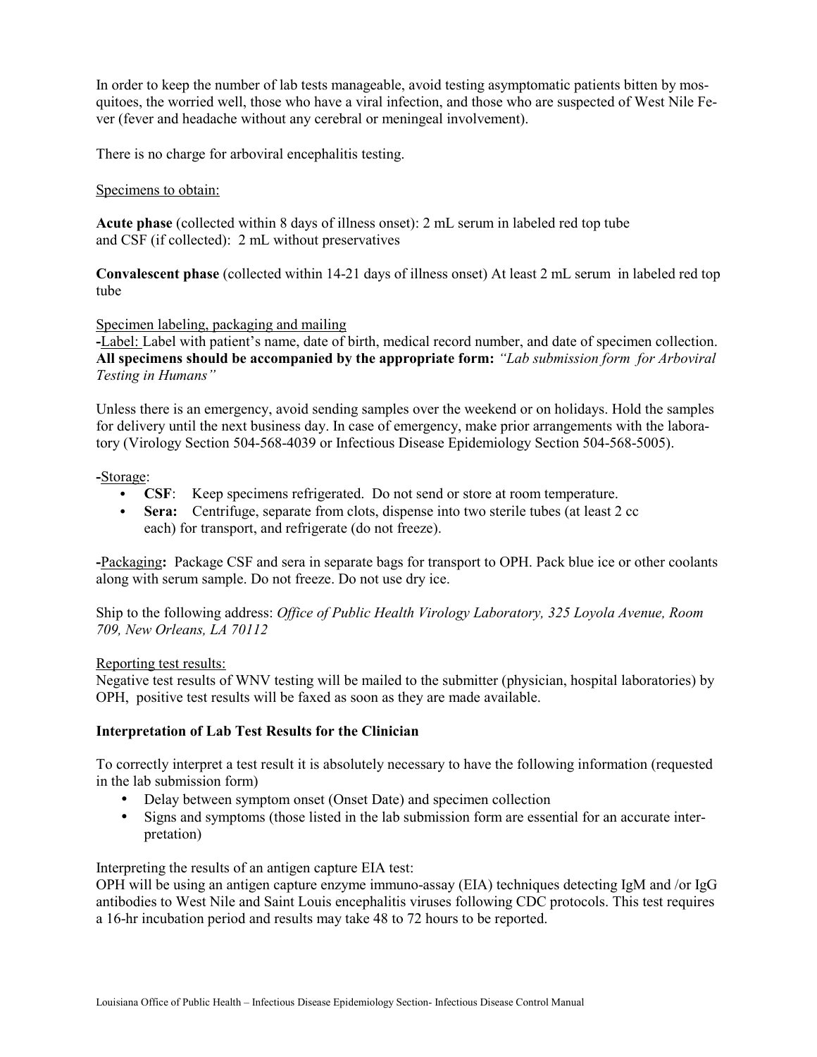In order to keep the number of lab tests manageable, avoid testing asymptomatic patients bitten by mosquitoes, the worried well, those who have a viral infection, and those who are suspected of West Nile Fever (fever and headache without any cerebral or meningeal involvement).

There is no charge for arboviral encephalitis testing.

<u>Specimens to obtain:</u>

**Acute phase** (collected within 8 days of illness onset): 2 mL serum in labeled red top tube and CSF (if collected): 2 mL without preservatives

**Convalescent phase** (collected within 14-21 days of illness onset) At least 2 mL serum in labeled red top tube

<u>Specimen labeling, packaging and mailing</u>

-<u>Label:</u> Label with patient's name, date of birth, medical record number, and date of specimen collection. **All specimens should be accompanied by the appropriate form:** *"Lab submission form for Arboviral Testing in Humans"*

Unless there is an emergency, avoid sending samples over the weekend or on holidays. Hold the samples for delivery until the next business day. In case of emergency, make prior arrangements with the laboratory (Virology Section 504-568-4039 or Infectious Disease Epidemiology Section 504-568-5005).

-<u>Storage</u>:

- **CSF**: Keep specimens refrigerated. Do not send or store at room temperature.
- **Sera:** Centrifuge, separate from clots, dispense into two sterile tubes (at least 2 cc each) for transport, and refrigerate (do not freeze).

-<u>Packaging</u>**:** Package CSF and sera in separate bags for transport to OPH. Pack blue ice or other coolants along with serum sample. Do not freeze. Do not use dry ice.

Ship to the following address: *Office of Public Health Virology Laboratory, 325 Loyola Avenue, Room 709, New Orleans, LA 70112*

<u>Reporting test results:</u>

Negative test results of WNV testing will be mailed to the submitter (physician, hospital laboratories) by OPH, positive test results will be faxed as soon as they are made available.

**Interpretation of Lab Test Results for the Clinician**

To correctly interpret a test result it is absolutely necessary to have the following information (requested in the lab submission form)

- Delay between symptom onset (Onset Date) and specimen collection
- Signs and symptoms (those listed in the lab submission form are essential for an accurate interpretation)

Interpreting the results of an antigen capture EIA test:

OPH will be using an antigen capture enzyme immuno-assay (EIA) techniques detecting IgM and /or IgG antibodies to West Nile and Saint Louis encephalitis viruses following CDC protocols. This test requires a 16-hr incubation period and results may take 48 to 72 hours to be reported.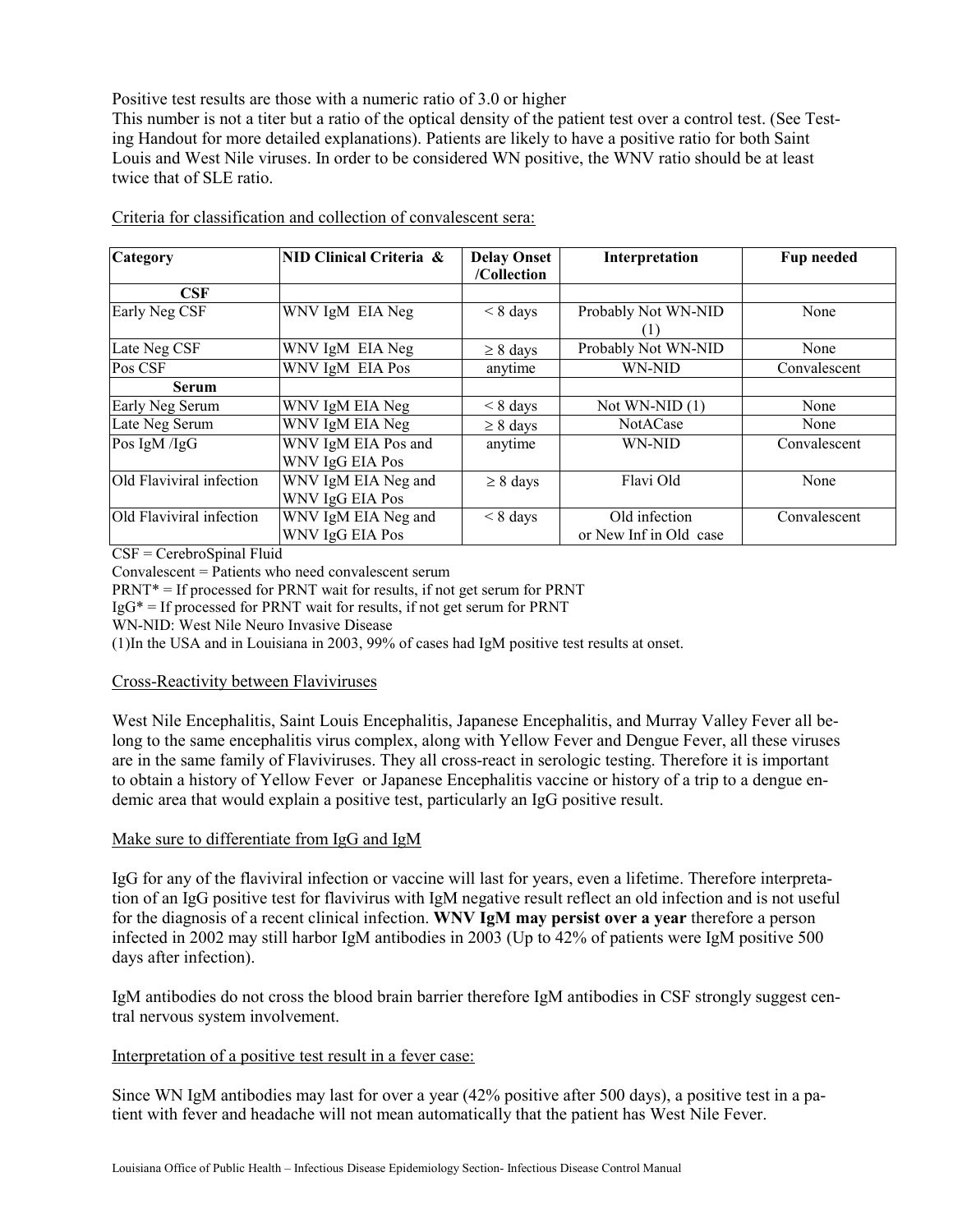Positive test results are those with a numeric ratio of 3.0 or higher

This number is not a titer but a ratio of the optical density of the patient test over a control test. (See Testing Handout for more detailed explanations). Patients are likely to have a positive ratio for both Saint Louis and West Nile viruses. In order to be considered WN positive, the WNV ratio should be at least twice that of SLE ratio.

Criteria for classification and collection of convalescent sera:

| Category | NID Clinical Criteria & | Delay Onset /Collection | Interpretation | Fup needed |
|---|---|---|---|---|
| **CSF** | | | | |
| Early Neg CSF | WNV IgM EIA Neg | < 8 days | Probably Not WN-NID (1) | None |
| Late Neg CSF | WNV IgM EIA Neg | ≥ 8 days | Probably Not WN-NID | None |
| Pos CSF | WNV IgM EIA Pos | anytime | WN-NID | Convalescent |
| **Serum** | | | | |
| Early Neg Serum | WNV IgM EIA Neg | < 8 days | Not WN-NID (1) | None |
| Late Neg Serum | WNV IgM EIA Neg | ≥ 8 days | NotACase | None |
| Pos IgM /IgG | WNV IgM EIA Pos and WNV IgG EIA Pos | anytime | WN-NID | Convalescent |
| Old Flaviviral infection | WNV IgM EIA Neg and WNV IgG EIA Pos | ≥ 8 days | Flavi Old | None |
| Old Flaviviral infection | WNV IgM EIA Neg and WNV IgG EIA Pos | < 8 days | Old infection or New Inf in Old case | Convalescent |

CSF = CerebroSpinal Fluid

Convalescent = Patients who need convalescent serum

PRNT* = If processed for PRNT wait for results, if not get serum for PRNT

IgG* = If processed for PRNT wait for results, if not get serum for PRNT

WN-NID: West Nile Neuro Invasive Disease

(1)In the USA and in Louisiana in 2003, 99% of cases had IgM positive test results at onset.

Cross-Reactivity between Flaviviruses

West Nile Encephalitis, Saint Louis Encephalitis, Japanese Encephalitis, and Murray Valley Fever all belong to the same encephalitis virus complex, along with Yellow Fever and Dengue Fever, all these viruses are in the same family of Flaviviruses. They all cross-react in serologic testing. Therefore it is important to obtain a history of Yellow Fever or Japanese Encephalitis vaccine or history of a trip to a dengue endemic area that would explain a positive test, particularly an IgG positive result.

Make sure to differentiate from IgG and IgM

IgG for any of the flaviviral infection or vaccine will last for years, even a lifetime. Therefore interpretation of an IgG positive test for flavivirus with IgM negative result reflect an old infection and is not useful for the diagnosis of a recent clinical infection. **WNV IgM may persist over a year** therefore a person infected in 2002 may still harbor IgM antibodies in 2003 (Up to 42% of patients were IgM positive 500 days after infection).

IgM antibodies do not cross the blood brain barrier therefore IgM antibodies in CSF strongly suggest central nervous system involvement.

Interpretation of a positive test result in a fever case:

Since WN IgM antibodies may last for over a year (42% positive after 500 days), a positive test in a patient with fever and headache will not mean automatically that the patient has West Nile Fever.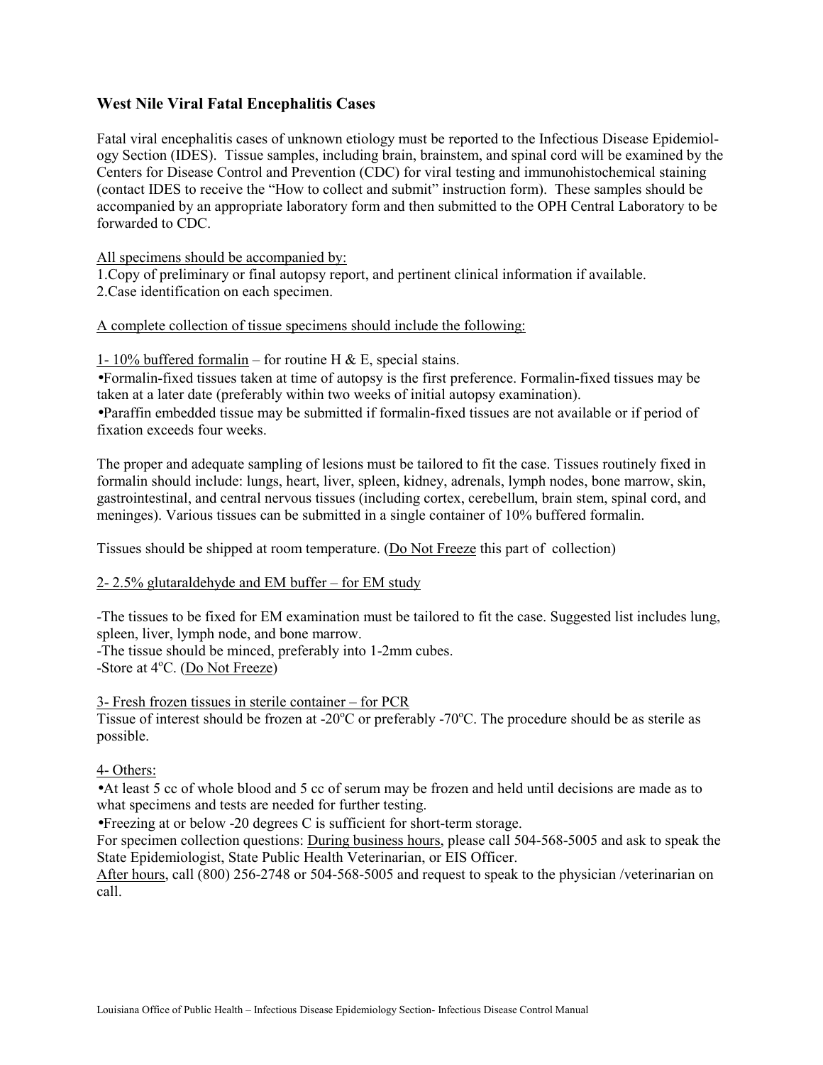## West Nile Viral Fatal Encephalitis Cases

Fatal viral encephalitis cases of unknown etiology must be reported to the Infectious Disease Epidemiology Section (IDES). Tissue samples, including brain, brainstem, and spinal cord will be examined by the Centers for Disease Control and Prevention (CDC) for viral testing and immunohistochemical staining (contact IDES to receive the "How to collect and submit" instruction form). These samples should be accompanied by an appropriate laboratory form and then submitted to the OPH Central Laboratory to be forwarded to CDC.

All specimens should be accompanied by:

1. Copy of preliminary or final autopsy report, and pertinent clinical information if available.
2. Case identification on each specimen.

A complete collection of tissue specimens should include the following:

1- 10% buffered formalin – for routine H & E, special stains.

- Formalin-fixed tissues taken at time of autopsy is the first preference. Formalin-fixed tissues may be taken at a later date (preferably within two weeks of initial autopsy examination).
- Paraffin embedded tissue may be submitted if formalin-fixed tissues are not available or if period of fixation exceeds four weeks.

The proper and adequate sampling of lesions must be tailored to fit the case. Tissues routinely fixed in formalin should include: lungs, heart, liver, spleen, kidney, adrenals, lymph nodes, bone marrow, skin, gastrointestinal, and central nervous tissues (including cortex, cerebellum, brain stem, spinal cord, and meninges). Various tissues can be submitted in a single container of 10% buffered formalin.

Tissues should be shipped at room temperature. (Do Not Freeze this part of collection)

2- 2.5% glutaraldehyde and EM buffer – for EM study

- The tissues to be fixed for EM examination must be tailored to fit the case. Suggested list includes lung, spleen, liver, lymph node, and bone marrow.
- The tissue should be minced, preferably into 1-2mm cubes.
- Store at 4°C. (Do Not Freeze)

3- Fresh frozen tissues in sterile container – for PCR

Tissue of interest should be frozen at -20°C or preferably -70°C. The procedure should be as sterile as possible.

4- Others:

- At least 5 cc of whole blood and 5 cc of serum may be frozen and held until decisions are made as to what specimens and tests are needed for further testing.
- Freezing at or below -20 degrees C is sufficient for short-term storage.

For specimen collection questions: During business hours, please call 504-568-5005 and ask to speak the State Epidemiologist, State Public Health Veterinarian, or EIS Officer.

After hours, call (800) 256-2748 or 504-568-5005 and request to speak to the physician /veterinarian on call.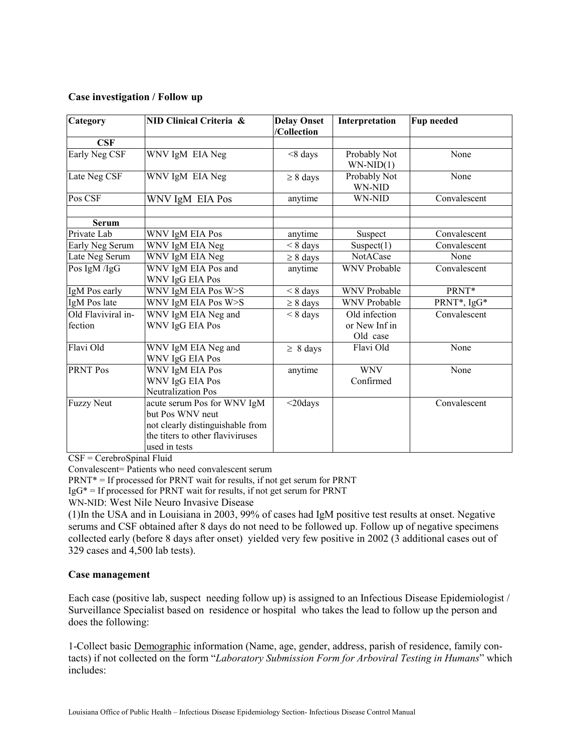**Case investigation / Follow up**

| Category | NID Clinical Criteria & | Delay Onset /Collection | Interpretation | Fup needed |
|---|---|---|---|---|
| **CSF** | | | | |
| Early Neg CSF | WNV IgM EIA Neg | <8 days | Probably Not WN-NID(1) | None |
| Late Neg CSF | WNV IgM EIA Neg | ≥ 8 days | Probably Not WN-NID | None |
| Pos CSF | WNV IgM EIA Pos | anytime | WN-NID | Convalescent |
| | | | | |
| **Serum** | | | | |
| Private Lab | WNV IgM EIA Pos | anytime | Suspect | Convalescent |
| Early Neg Serum | WNV IgM EIA Neg | < 8 days | Suspect(1) | Convalescent |
| Late Neg Serum | WNV IgM EIA Neg | ≥ 8 days | NotACase | None |
| Pos IgM /IgG | WNV IgM EIA Pos and WNV IgG EIA Pos | anytime | WNV Probable | Convalescent |
| IgM Pos early | WNV IgM EIA Pos W>S | < 8 days | WNV Probable | PRNT* |
| IgM Pos late | WNV IgM EIA Pos W>S | ≥ 8 days | WNV Probable | PRNT*, IgG* |
| Old Flaviviral infection | WNV IgM EIA Neg and WNV IgG EIA Pos | < 8 days | Old infection or New Inf in Old case | Convalescent |
| Flavi Old | WNV IgM EIA Neg and WNV IgG EIA Pos | ≥ 8 days | Flavi Old | None |
| PRNT Pos | WNV IgM EIA Pos WNV IgG EIA Pos Neutralization Pos | anytime | WNV Confirmed | None |
| Fuzzy Neut | acute serum Pos for WNV IgM but Pos WNV neut not clearly distinguishable from the titers to other flaviviruses used in tests | <20days | | Convalescent |

CSF = CerebroSpinal Fluid

Convalescent= Patients who need convalescent serum

PRNT* = If processed for PRNT wait for results, if not get serum for PRNT

IgG* = If processed for PRNT wait for results, if not get serum for PRNT

WN-NID: West Nile Neuro Invasive Disease

(1)In the USA and in Louisiana in 2003, 99% of cases had IgM positive test results at onset. Negative serums and CSF obtained after 8 days do not need to be followed up. Follow up of negative specimens collected early (before 8 days after onset) yielded very few positive in 2002 (3 additional cases out of 329 cases and 4,500 lab tests).

**Case management**

Each case (positive lab, suspect needing follow up) is assigned to an Infectious Disease Epidemiologist / Surveillance Specialist based on residence or hospital who takes the lead to follow up the person and does the following:

1-Collect basic Demographic information (Name, age, gender, address, parish of residence, family contacts) if not collected on the form "*Laboratory Submission Form for Arboviral Testing in Humans*" which includes: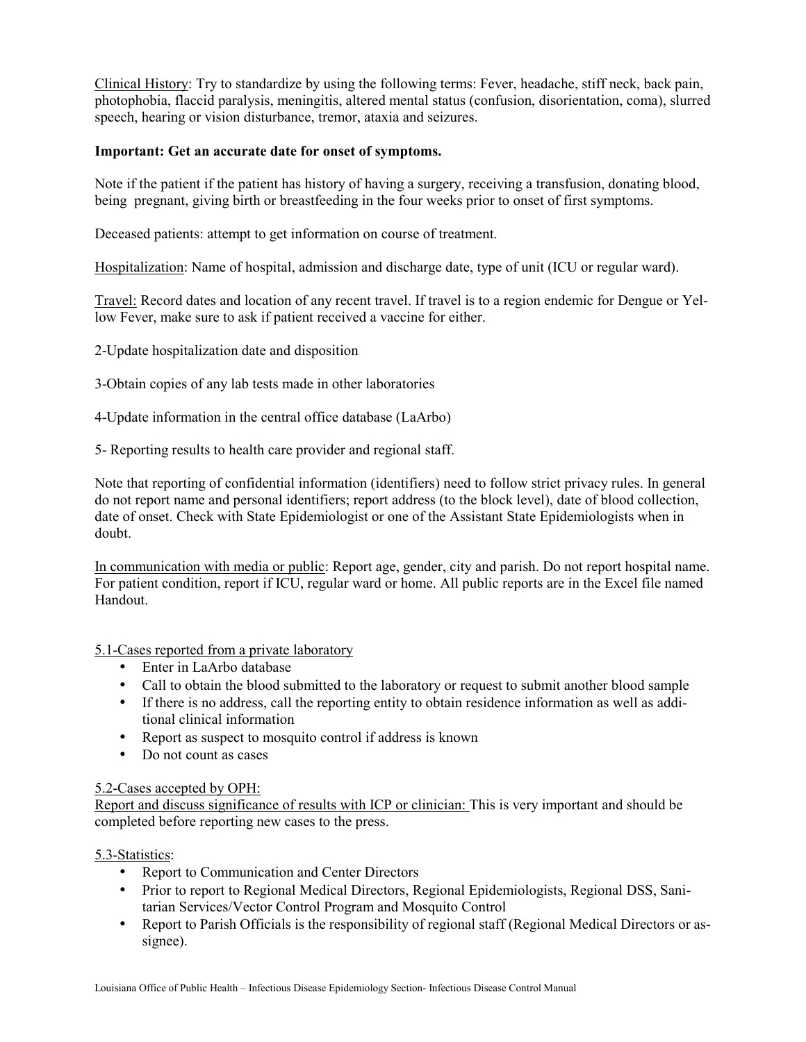Clinical History: Try to standardize by using the following terms: Fever, headache, stiff neck, back pain, photophobia, flaccid paralysis, meningitis, altered mental status (confusion, disorientation, coma), slurred speech, hearing or vision disturbance, tremor, ataxia and seizures.

**Important: Get an accurate date for onset of symptoms.**

Note if the patient if the patient has history of having a surgery, receiving a transfusion, donating blood, being pregnant, giving birth or breastfeeding in the four weeks prior to onset of first symptoms.

Deceased patients: attempt to get information on course of treatment.

Hospitalization: Name of hospital, admission and discharge date, type of unit (ICU or regular ward).

Travel: Record dates and location of any recent travel. If travel is to a region endemic for Dengue or Yellow Fever, make sure to ask if patient received a vaccine for either.

2-Update hospitalization date and disposition

3-Obtain copies of any lab tests made in other laboratories

4-Update information in the central office database (LaArbo)

5- Reporting results to health care provider and regional staff.

Note that reporting of confidential information (identifiers) need to follow strict privacy rules. In general do not report name and personal identifiers; report address (to the block level), date of blood collection, date of onset. Check with State Epidemiologist or one of the Assistant State Epidemiologists when in doubt.

In communication with media or public: Report age, gender, city and parish. Do not report hospital name. For patient condition, report if ICU, regular ward or home. All public reports are in the Excel file named Handout.

5.1-Cases reported from a private laboratory

- Enter in LaArbo database
- Call to obtain the blood submitted to the laboratory or request to submit another blood sample
- If there is no address, call the reporting entity to obtain residence information as well as additional clinical information
- Report as suspect to mosquito control if address is known
- Do not count as cases

5.2-Cases accepted by OPH:

Report and discuss significance of results with ICP or clinician: This is very important and should be completed before reporting new cases to the press.

5.3-Statistics:

- Report to Communication and Center Directors
- Prior to report to Regional Medical Directors, Regional Epidemiologists, Regional DSS, Sanitarian Services/Vector Control Program and Mosquito Control
- Report to Parish Officials is the responsibility of regional staff (Regional Medical Directors or assignee).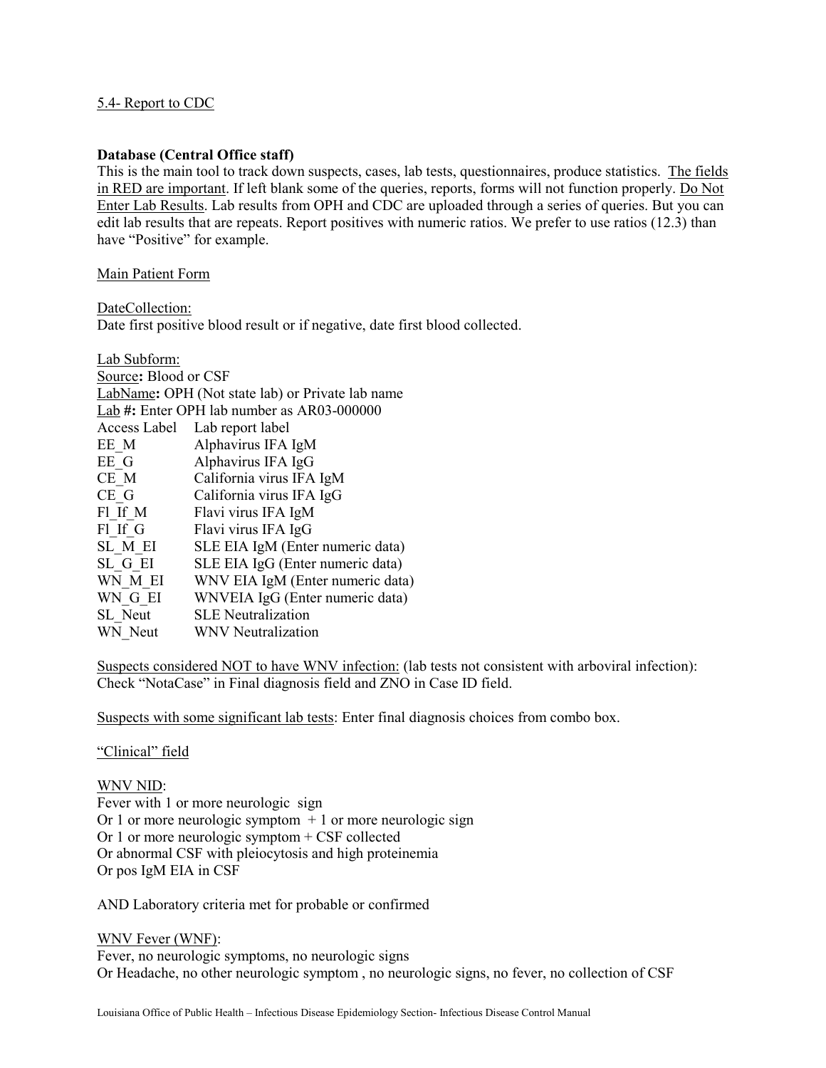5.4- Report to CDC

**Database (Central Office staff)**
This is the main tool to track down suspects, cases, lab tests, questionnaires, produce statistics. The fields in RED are important. If left blank some of the queries, reports, forms will not function properly. Do Not Enter Lab Results. Lab results from OPH and CDC are uploaded through a series of queries. But you can edit lab results that are repeats. Report positives with numeric ratios. We prefer to use ratios (12.3) than have "Positive" for example.

Main Patient Form

DateCollection:
Date first positive blood result or if negative, date first blood collected.

Lab Subform:
Source**:** Blood or CSF
LabName**:** OPH (Not state lab) or Private lab name
Lab **#:** Enter OPH lab number as AR03-000000

| Access Label | Lab report label |
|---|---|
| EE_M | Alphavirus IFA IgM |
| EE_G | Alphavirus IFA IgG |
| CE_M | California virus IFA IgM |
| CE_G | California virus IFA IgG |
| Fl_If_M | Flavi virus IFA IgM |
| Fl_If_G | Flavi virus IFA IgG |
| SL_M_EI | SLE EIA IgM (Enter numeric data) |
| SL_G_EI | SLE EIA IgG (Enter numeric data) |
| WN_M_EI | WNV EIA IgM (Enter numeric data) |
| WN_G_EI | WNVEIA IgG (Enter numeric data) |
| SL_Neut | SLE Neutralization |
| WN_Neut | WNV Neutralization |

Suspects considered NOT to have WNV infection: (lab tests not consistent with arboviral infection): Check "NotaCase" in Final diagnosis field and ZNO in Case ID field.

Suspects with some significant lab tests: Enter final diagnosis choices from combo box.

"Clinical" field

WNV NID:
Fever with 1 or more neurologic sign
Or 1 or more neurologic symptom + 1 or more neurologic sign
Or 1 or more neurologic symptom + CSF collected
Or abnormal CSF with pleiocytosis and high proteinemia
Or pos IgM EIA in CSF

AND Laboratory criteria met for probable or confirmed

WNV Fever (WNF):
Fever, no neurologic symptoms, no neurologic signs
Or Headache, no other neurologic symptom , no neurologic signs, no fever, no collection of CSF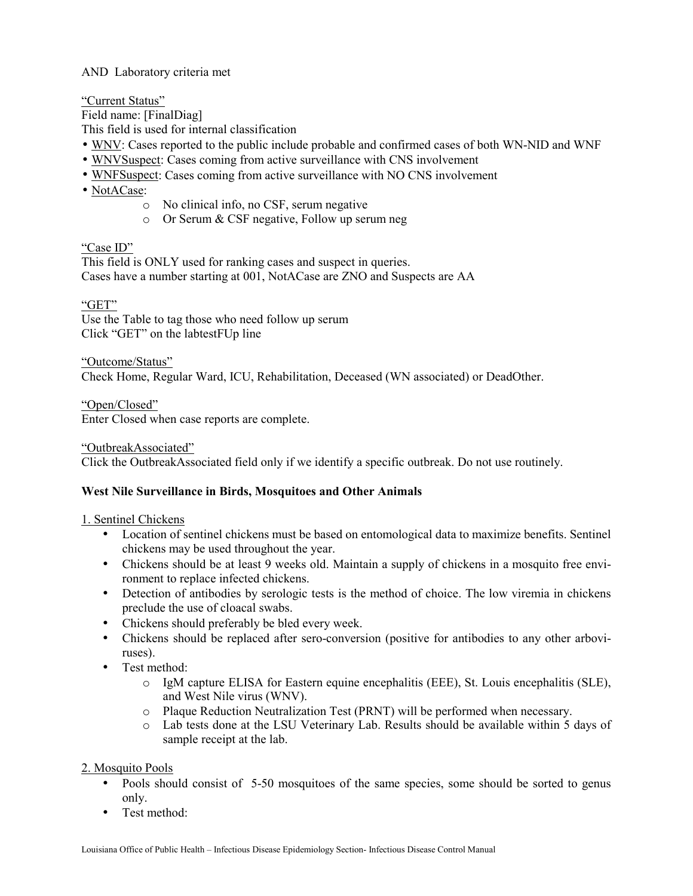AND Laboratory criteria met

"Current Status"
Field name: [FinalDiag]
This field is used for internal classification

- WNV: Cases reported to the public include probable and confirmed cases of both WN-NID and WNF
- WNVSuspect: Cases coming from active surveillance with CNS involvement
- WNFSuspect: Cases coming from active surveillance with NO CNS involvement
- NotACase:
    - No clinical info, no CSF, serum negative
    - Or Serum & CSF negative, Follow up serum neg

"Case ID"
This field is ONLY used for ranking cases and suspect in queries.
Cases have a number starting at 001, NotACase are ZNO and Suspects are AA

"GET"
Use the Table to tag those who need follow up serum
Click "GET" on the labtestFUp line

"Outcome/Status"
Check Home, Regular Ward, ICU, Rehabilitation, Deceased (WN associated) or DeadOther.

"Open/Closed"
Enter Closed when case reports are complete.

"OutbreakAssociated"
Click the OutbreakAssociated field only if we identify a specific outbreak. Do not use routinely.

**West Nile Surveillance in Birds, Mosquitoes and Other Animals**

1. Sentinel Chickens

- Location of sentinel chickens must be based on entomological data to maximize benefits. Sentinel chickens may be used throughout the year.
- Chickens should be at least 9 weeks old. Maintain a supply of chickens in a mosquito free environment to replace infected chickens.
- Detection of antibodies by serologic tests is the method of choice. The low viremia in chickens preclude the use of cloacal swabs.
- Chickens should preferably be bled every week.
- Chickens should be replaced after sero-conversion (positive for antibodies to any other arboviruses).
- Test method:
    - IgM capture ELISA for Eastern equine encephalitis (EEE), St. Louis encephalitis (SLE), and West Nile virus (WNV).
    - Plaque Reduction Neutralization Test (PRNT) will be performed when necessary.
    - Lab tests done at the LSU Veterinary Lab. Results should be available within 5 days of sample receipt at the lab.

2. Mosquito Pools

- Pools should consist of 5-50 mosquitoes of the same species, some should be sorted to genus only.
- Test method: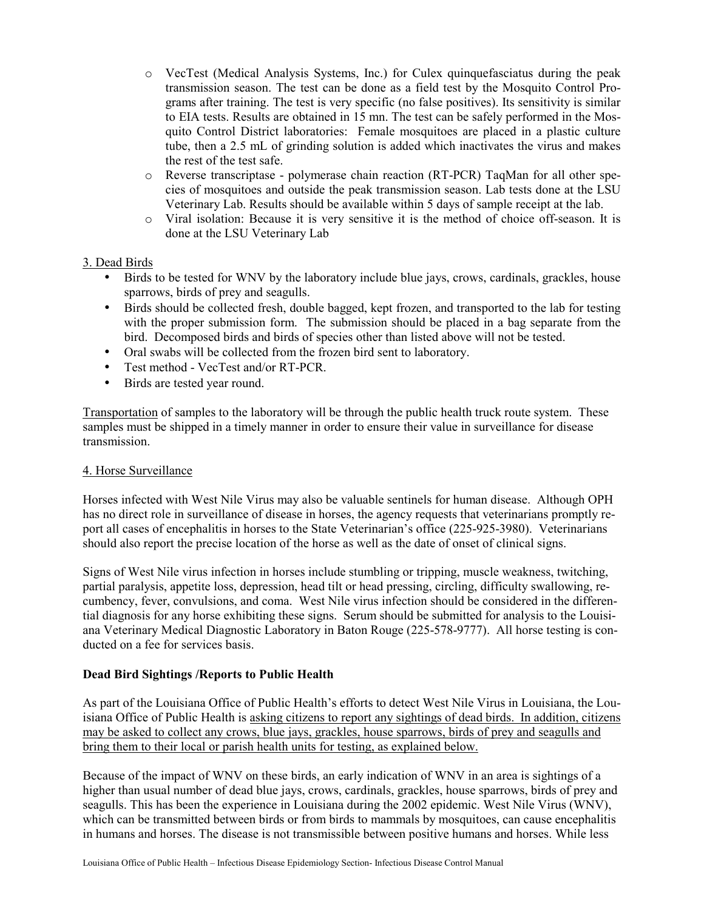- VecTest (Medical Analysis Systems, Inc.) for Culex quinquefasciatus during the peak transmission season. The test can be done as a field test by the Mosquito Control Programs after training. The test is very specific (no false positives). Its sensitivity is similar to EIA tests. Results are obtained in 15 mn. The test can be safely performed in the Mosquito Control District laboratories: Female mosquitoes are placed in a plastic culture tube, then a 2.5 mL of grinding solution is added which inactivates the virus and makes the rest of the test safe.
- Reverse transcriptase - polymerase chain reaction (RT-PCR) TaqMan for all other species of mosquitoes and outside the peak transmission season. Lab tests done at the LSU Veterinary Lab. Results should be available within 5 days of sample receipt at the lab.
- Viral isolation: Because it is very sensitive it is the method of choice off-season. It is done at the LSU Veterinary Lab

3. Dead Birds

- Birds to be tested for WNV by the laboratory include blue jays, crows, cardinals, grackles, house sparrows, birds of prey and seagulls.
- Birds should be collected fresh, double bagged, kept frozen, and transported to the lab for testing with the proper submission form. The submission should be placed in a bag separate from the bird. Decomposed birds and birds of species other than listed above will not be tested.
- Oral swabs will be collected from the frozen bird sent to laboratory.
- Test method - VecTest and/or RT-PCR.
- Birds are tested year round.

Transportation of samples to the laboratory will be through the public health truck route system. These samples must be shipped in a timely manner in order to ensure their value in surveillance for disease transmission.

4. Horse Surveillance

Horses infected with West Nile Virus may also be valuable sentinels for human disease. Although OPH has no direct role in surveillance of disease in horses, the agency requests that veterinarians promptly report all cases of encephalitis in horses to the State Veterinarian's office (225-925-3980). Veterinarians should also report the precise location of the horse as well as the date of onset of clinical signs.

Signs of West Nile virus infection in horses include stumbling or tripping, muscle weakness, twitching, partial paralysis, appetite loss, depression, head tilt or head pressing, circling, difficulty swallowing, recumbency, fever, convulsions, and coma. West Nile virus infection should be considered in the differential diagnosis for any horse exhibiting these signs. Serum should be submitted for analysis to the Louisiana Veterinary Medical Diagnostic Laboratory in Baton Rouge (225-578-9777). All horse testing is conducted on a fee for services basis.

**Dead Bird Sightings /Reports to Public Health**

As part of the Louisiana Office of Public Health's efforts to detect West Nile Virus in Louisiana, the Louisiana Office of Public Health is asking citizens to report any sightings of dead birds. In addition, citizens may be asked to collect any crows, blue jays, grackles, house sparrows, birds of prey and seagulls and bring them to their local or parish health units for testing, as explained below.

Because of the impact of WNV on these birds, an early indication of WNV in an area is sightings of a higher than usual number of dead blue jays, crows, cardinals, grackles, house sparrows, birds of prey and seagulls. This has been the experience in Louisiana during the 2002 epidemic. West Nile Virus (WNV), which can be transmitted between birds or from birds to mammals by mosquitoes, can cause encephalitis in humans and horses. The disease is not transmissible between positive humans and horses. While less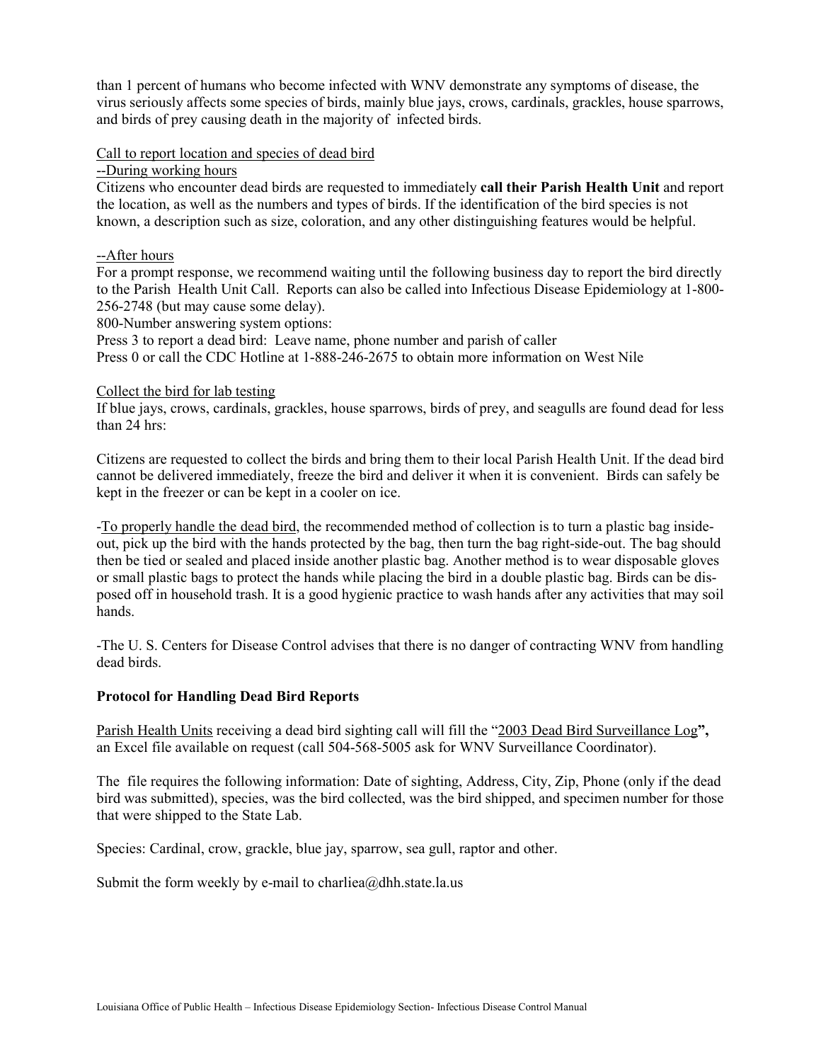than 1 percent of humans who become infected with WNV demonstrate any symptoms of disease, the virus seriously affects some species of birds, mainly blue jays, crows, cardinals, grackles, house sparrows, and birds of prey causing death in the majority of infected birds.

Call to report location and species of dead bird

--During working hours

Citizens who encounter dead birds are requested to immediately **call their Parish Health Unit** and report the location, as well as the numbers and types of birds. If the identification of the bird species is not known, a description such as size, coloration, and any other distinguishing features would be helpful.

--After hours

For a prompt response, we recommend waiting until the following business day to report the bird directly to the Parish Health Unit Call. Reports can also be called into Infectious Disease Epidemiology at 1-800-256-2748 (but may cause some delay).

800-Number answering system options:

Press 3 to report a dead bird: Leave name, phone number and parish of caller

Press 0 or call the CDC Hotline at 1-888-246-2675 to obtain more information on West Nile

Collect the bird for lab testing

If blue jays, crows, cardinals, grackles, house sparrows, birds of prey, and seagulls are found dead for less than 24 hrs:

Citizens are requested to collect the birds and bring them to their local Parish Health Unit. If the dead bird cannot be delivered immediately, freeze the bird and deliver it when it is convenient. Birds can safely be kept in the freezer or can be kept in a cooler on ice.

-To properly handle the dead bird, the recommended method of collection is to turn a plastic bag inside-out, pick up the bird with the hands protected by the bag, then turn the bag right-side-out. The bag should then be tied or sealed and placed inside another plastic bag. Another method is to wear disposable gloves or small plastic bags to protect the hands while placing the bird in a double plastic bag. Birds can be disposed off in household trash. It is a good hygienic practice to wash hands after any activities that may soil hands.

-The U. S. Centers for Disease Control advises that there is no danger of contracting WNV from handling dead birds.

**Protocol for Handling Dead Bird Reports**

Parish Health Units receiving a dead bird sighting call will fill the "2003 Dead Bird Surveillance Log**",** an Excel file available on request (call 504-568-5005 ask for WNV Surveillance Coordinator).

The file requires the following information: Date of sighting, Address, City, Zip, Phone (only if the dead bird was submitted), species, was the bird collected, was the bird shipped, and specimen number for those that were shipped to the State Lab.

Species: Cardinal, crow, grackle, blue jay, sparrow, sea gull, raptor and other.

Submit the form weekly by e-mail to charliea@dhh.state.la.us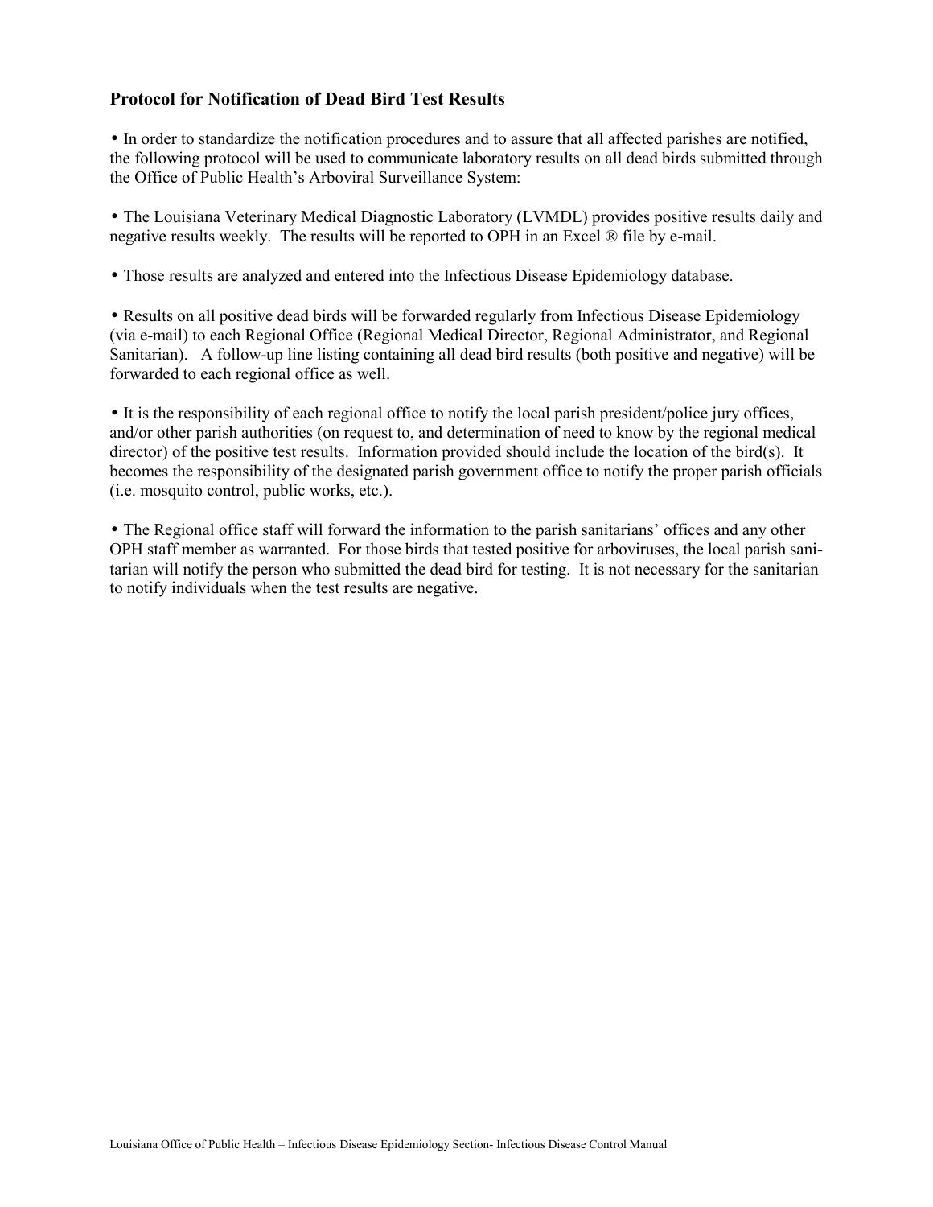### Protocol for Notification of Dead Bird Test Results

- In order to standardize the notification procedures and to assure that all affected parishes are notified, the following protocol will be used to communicate laboratory results on all dead birds submitted through the Office of Public Health's Arboviral Surveillance System:

- The Louisiana Veterinary Medical Diagnostic Laboratory (LVMDL) provides positive results daily and negative results weekly. The results will be reported to OPH in an Excel ® file by e-mail.

- Those results are analyzed and entered into the Infectious Disease Epidemiology database.

- Results on all positive dead birds will be forwarded regularly from Infectious Disease Epidemiology (via e-mail) to each Regional Office (Regional Medical Director, Regional Administrator, and Regional Sanitarian). A follow-up line listing containing all dead bird results (both positive and negative) will be forwarded to each regional office as well.

- It is the responsibility of each regional office to notify the local parish president/police jury offices, and/or other parish authorities (on request to, and determination of need to know by the regional medical director) of the positive test results. Information provided should include the location of the bird(s). It becomes the responsibility of the designated parish government office to notify the proper parish officials (i.e. mosquito control, public works, etc.).

- The Regional office staff will forward the information to the parish sanitarians' offices and any other OPH staff member as warranted. For those birds that tested positive for arboviruses, the local parish sanitarian will notify the person who submitted the dead bird for testing. It is not necessary for the sanitarian to notify individuals when the test results are negative.